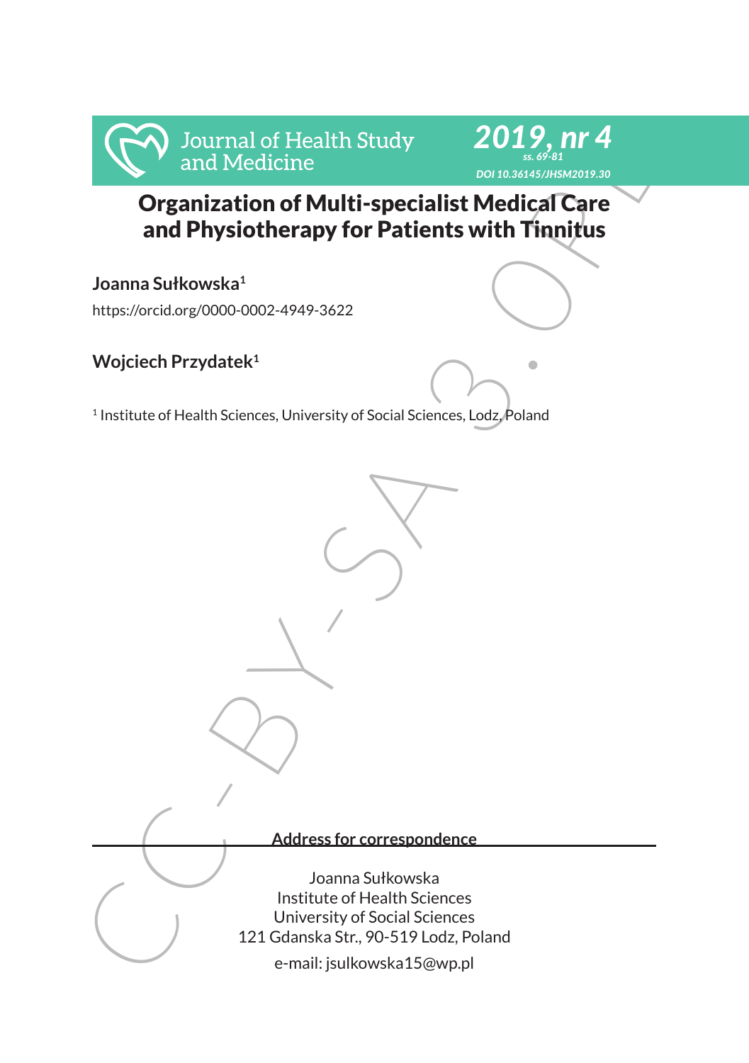# Organization of Multi-specialist Medical Care and Physiotherapy for Patients with Tinnitus

**Joanna Sułkowska**[1]

https://orcid.org/0000-0002-4949-3622

**Wojciech Przydatek**[1]

[1] Institute of Health Sciences, University of Social Sciences, Lodz, Poland

**Address for correspondence**

Joanna Sułkowska
Institute of Health Sciences
University of Social Sciences
121 Gdanska Str., 90-519 Lodz, Poland
e-mail: jsulkowska15@wp.pl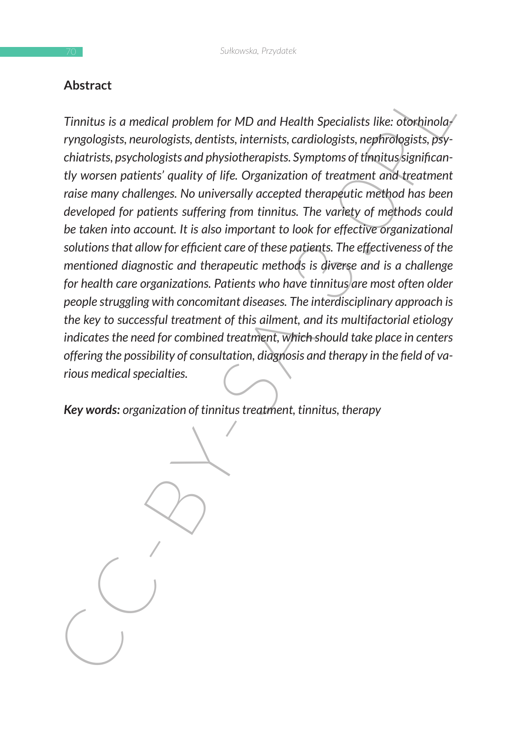## Abstract

*Tinnitus is a medical problem for MD and Health Specialists like: otorhinolaryngologists, neurologists, dentists, internists, cardiologists, nephrologists, psychiatrists, psychologists and physiotherapists. Symptoms of tinnitus significantly worsen patients' quality of life. Organization of treatment and treatment raise many challenges. No universally accepted therapeutic method has been developed for patients suffering from tinnitus. The variety of methods could be taken into account. It is also important to look for effective organizational solutions that allow for efficient care of these patients. The effectiveness of the mentioned diagnostic and therapeutic methods is diverse and is a challenge for health care organizations. Patients who have tinnitus are most often older people struggling with concomitant diseases. The interdisciplinary approach is the key to successful treatment of this ailment, and its multifactorial etiology indicates the need for combined treatment, which should take place in centers offering the possibility of consultation, diagnosis and therapy in the field of various medical specialties.*

***Key words:*** *organization of tinnitus treatment, tinnitus, therapy*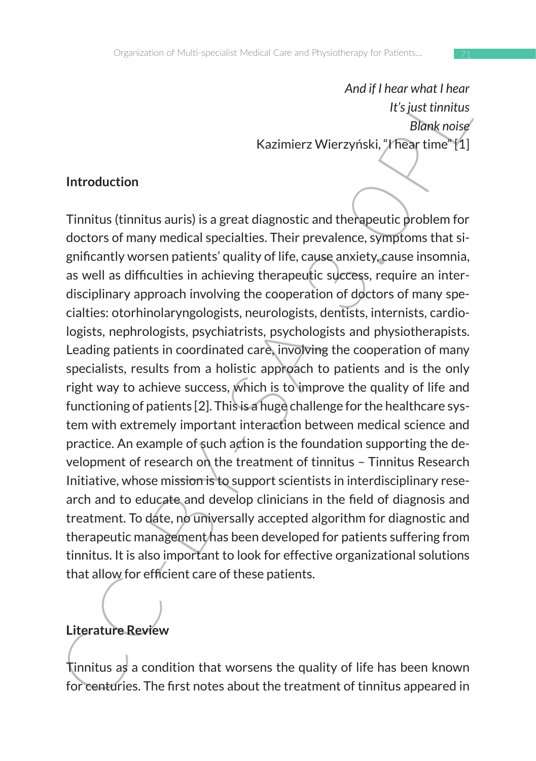*And if I hear what I hear*  
*It's just tinnitus*  
*Blank noise*  
Kazimierz Wierzyński, "I hear time" [1]

## Introduction

Tinnitus (tinnitus auris) is a great diagnostic and therapeutic problem for doctors of many medical specialties. Their prevalence, symptoms that significantly worsen patients' quality of life, cause anxiety, cause insomnia, as well as difficulties in achieving therapeutic success, require an interdisciplinary approach involving the cooperation of doctors of many specialties: otorhinolaryngologists, neurologists, dentists, internists, cardiologists, nephrologists, psychiatrists, psychologists and physiotherapists. Leading patients in coordinated care, involving the cooperation of many specialists, results from a holistic approach to patients and is the only right way to achieve success, which is to improve the quality of life and functioning of patients [2]. This is a huge challenge for the healthcare system with extremely important interaction between medical science and practice. An example of such action is the foundation supporting the development of research on the treatment of tinnitus – Tinnitus Research Initiative, whose mission is to support scientists in interdisciplinary research and to educate and develop clinicians in the field of diagnosis and treatment. To date, no universally accepted algorithm for diagnostic and therapeutic management has been developed for patients suffering from tinnitus. It is also important to look for effective organizational solutions that allow for efficient care of these patients.

## Literature Review

Tinnitus as a condition that worsens the quality of life has been known for centuries. The first notes about the treatment of tinnitus appeared in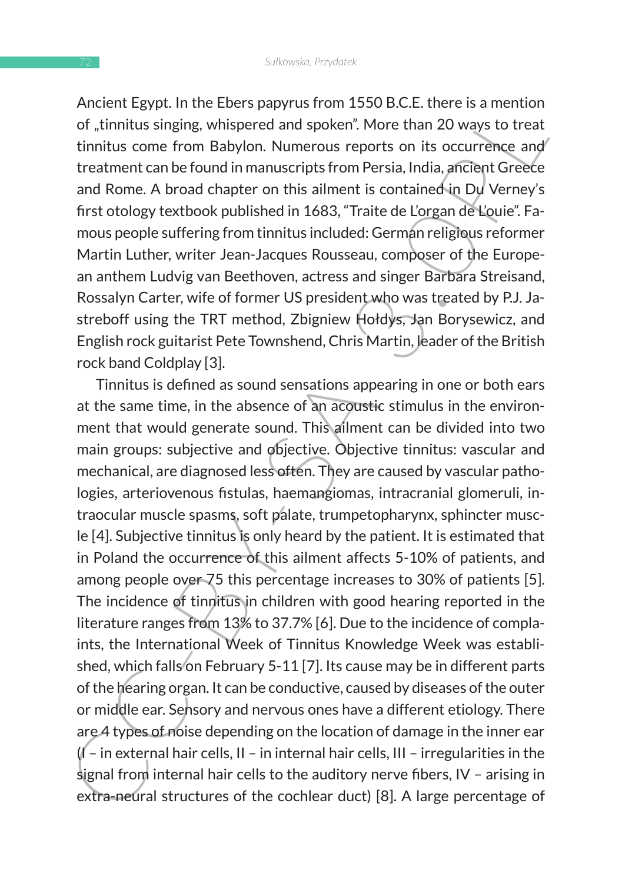Ancient Egypt. In the Ebers papyrus from 1550 B.C.E. there is a mention of „tinnitus singing, whispered and spoken". More than 20 ways to treat tinnitus come from Babylon. Numerous reports on its occurrence and treatment can be found in manuscripts from Persia, India, ancient Greece and Rome. A broad chapter on this ailment is contained in Du Verney's first otology textbook published in 1683, "Traite de L'organ de L'ouie". Famous people suffering from tinnitus included: German religious reformer Martin Luther, writer Jean-Jacques Rousseau, composer of the European anthem Ludvig van Beethoven, actress and singer Barbara Streisand, Rossalyn Carter, wife of former US president who was treated by P.J. Jastreboff using the TRT method, Zbigniew Hołdys, Jan Borysewicz, and English rock guitarist Pete Townshend, Chris Martin, leader of the British rock band Coldplay [3].

Tinnitus is defined as sound sensations appearing in one or both ears at the same time, in the absence of an acoustic stimulus in the environment that would generate sound. This ailment can be divided into two main groups: subjective and objective. Objective tinnitus: vascular and mechanical, are diagnosed less often. They are caused by vascular pathologies, arteriovenous fistulas, haemangiomas, intracranial glomeruli, intraocular muscle spasms, soft palate, trumpetopharynx, sphincter muscle [4]. Subjective tinnitus is only heard by the patient. It is estimated that in Poland the occurrence of this ailment affects 5-10% of patients, and among people over 75 this percentage increases to 30% of patients [5]. The incidence of tinnitus in children with good hearing reported in the literature ranges from 13% to 37.7% [6]. Due to the incidence of complaints, the International Week of Tinnitus Knowledge Week was established, which falls on February 5-11 [7]. Its cause may be in different parts of the hearing organ. It can be conductive, caused by diseases of the outer or middle ear. Sensory and nervous ones have a different etiology. There are 4 types of noise depending on the location of damage in the inner ear (I – in external hair cells, II – in internal hair cells, III – irregularities in the signal from internal hair cells to the auditory nerve fibers, IV – arising in extra-neural structures of the cochlear duct) [8]. A large percentage of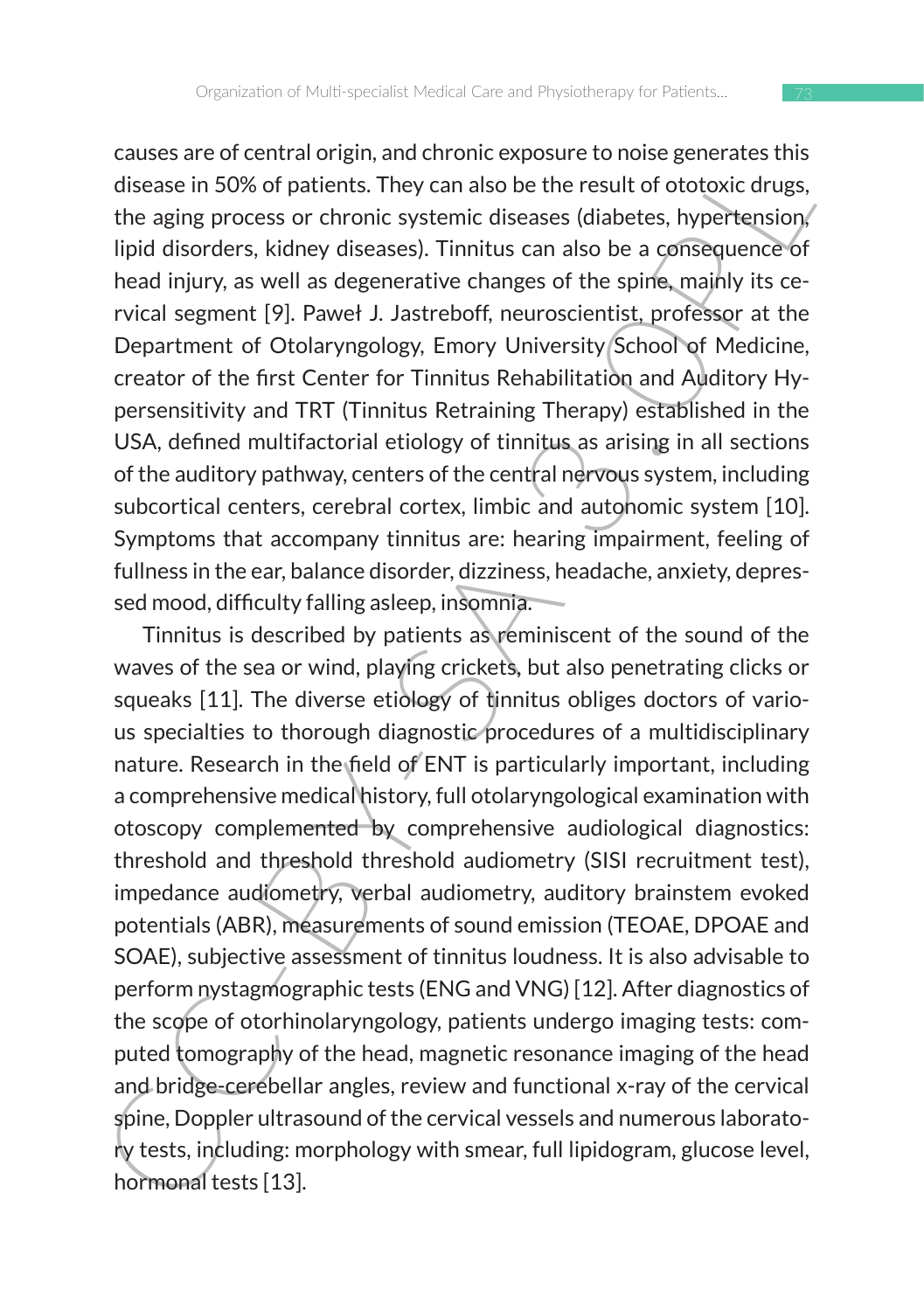causes are of central origin, and chronic exposure to noise generates this disease in 50% of patients. They can also be the result of ototoxic drugs, the aging process or chronic systemic diseases (diabetes, hypertension, lipid disorders, kidney diseases). Tinnitus can also be a consequence of head injury, as well as degenerative changes of the spine, mainly its cervical segment [9]. Paweł J. Jastreboff, neuroscientist, professor at the Department of Otolaryngology, Emory University School of Medicine, creator of the first Center for Tinnitus Rehabilitation and Auditory Hypersensitivity and TRT (Tinnitus Retraining Therapy) established in the USA, defined multifactorial etiology of tinnitus as arising in all sections of the auditory pathway, centers of the central nervous system, including subcortical centers, cerebral cortex, limbic and autonomic system [10]. Symptoms that accompany tinnitus are: hearing impairment, feeling of fullness in the ear, balance disorder, dizziness, headache, anxiety, depressed mood, difficulty falling asleep, insomnia.

Tinnitus is described by patients as reminiscent of the sound of the waves of the sea or wind, playing crickets, but also penetrating clicks or squeaks [11]. The diverse etiology of tinnitus obliges doctors of various specialties to thorough diagnostic procedures of a multidisciplinary nature. Research in the field of ENT is particularly important, including a comprehensive medical history, full otolaryngological examination with otoscopy complemented by comprehensive audiological diagnostics: threshold and threshold threshold audiometry (SISI recruitment test), impedance audiometry, verbal audiometry, auditory brainstem evoked potentials (ABR), measurements of sound emission (TEOAE, DPOAE and SOAE), subjective assessment of tinnitus loudness. It is also advisable to perform nystagmographic tests (ENG and VNG) [12]. After diagnostics of the scope of otorhinolaryngology, patients undergo imaging tests: computed tomography of the head, magnetic resonance imaging of the head and bridge-cerebellar angles, review and functional x-ray of the cervical spine, Doppler ultrasound of the cervical vessels and numerous laboratory tests, including: morphology with smear, full lipidogram, glucose level, hormonal tests [13].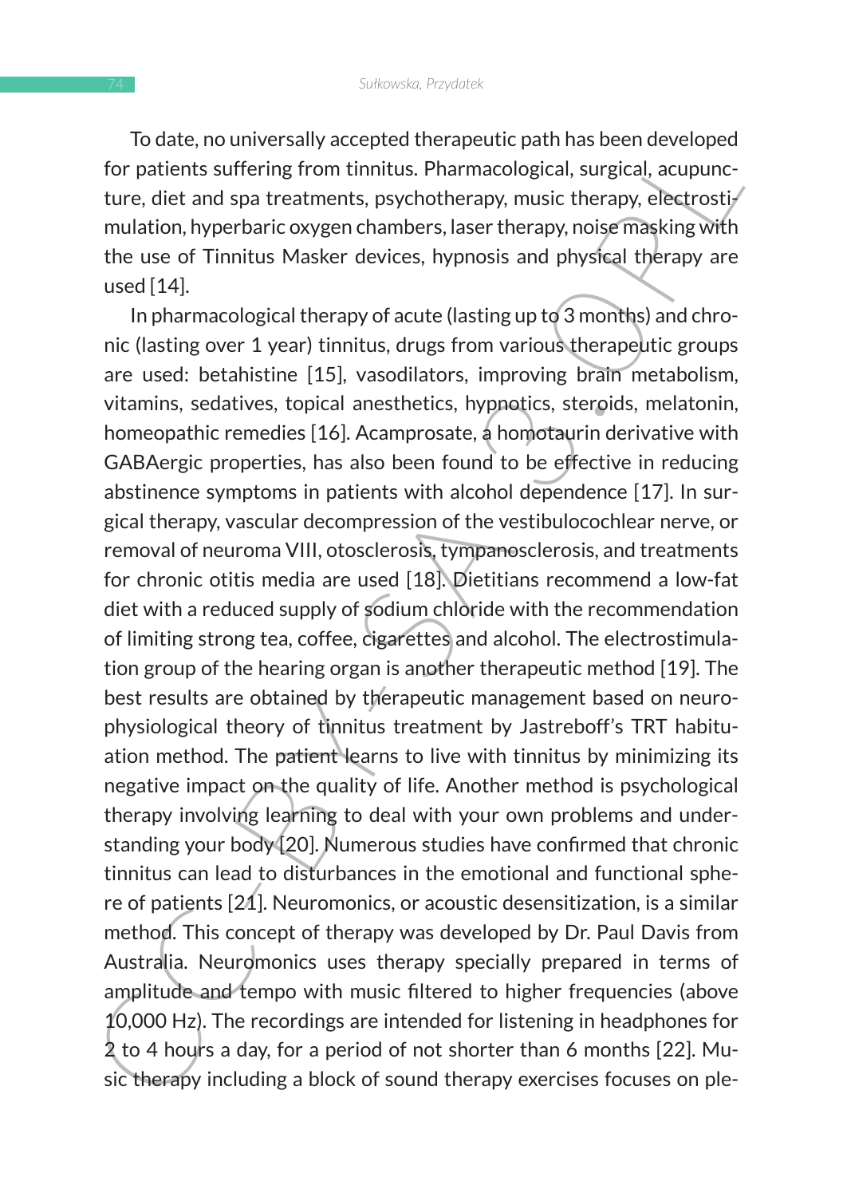To date, no universally accepted therapeutic path has been developed for patients suffering from tinnitus. Pharmacological, surgical, acupuncture, diet and spa treatments, psychotherapy, music therapy, electrostimulation, hyperbaric oxygen chambers, laser therapy, noise masking with the use of Tinnitus Masker devices, hypnosis and physical therapy are used [14].

In pharmacological therapy of acute (lasting up to 3 months) and chronic (lasting over 1 year) tinnitus, drugs from various therapeutic groups are used: betahistine [15], vasodilators, improving brain metabolism, vitamins, sedatives, topical anesthetics, hypnotics, steroids, melatonin, homeopathic remedies [16]. Acamprosate, a homotaurin derivative with GABAergic properties, has also been found to be effective in reducing abstinence symptoms in patients with alcohol dependence [17]. In surgical therapy, vascular decompression of the vestibulocochlear nerve, or removal of neuroma VIII, otosclerosis, tympanosclerosis, and treatments for chronic otitis media are used [18]. Dietitians recommend a low-fat diet with a reduced supply of sodium chloride with the recommendation of limiting strong tea, coffee, cigarettes and alcohol. The electrostimulation group of the hearing organ is another therapeutic method [19]. The best results are obtained by therapeutic management based on neurophysiological theory of tinnitus treatment by Jastreboff's TRT habituation method. The patient learns to live with tinnitus by minimizing its negative impact on the quality of life. Another method is psychological therapy involving learning to deal with your own problems and understanding your body [20]. Numerous studies have confirmed that chronic tinnitus can lead to disturbances in the emotional and functional sphere of patients [21]. Neuromonics, or acoustic desensitization, is a similar method. This concept of therapy was developed by Dr. Paul Davis from Australia. Neuromonics uses therapy specially prepared in terms of amplitude and tempo with music filtered to higher frequencies (above 10,000 Hz). The recordings are intended for listening in headphones for 2 to 4 hours a day, for a period of not shorter than 6 months [22]. Music therapy including a block of sound therapy exercises focuses on ple-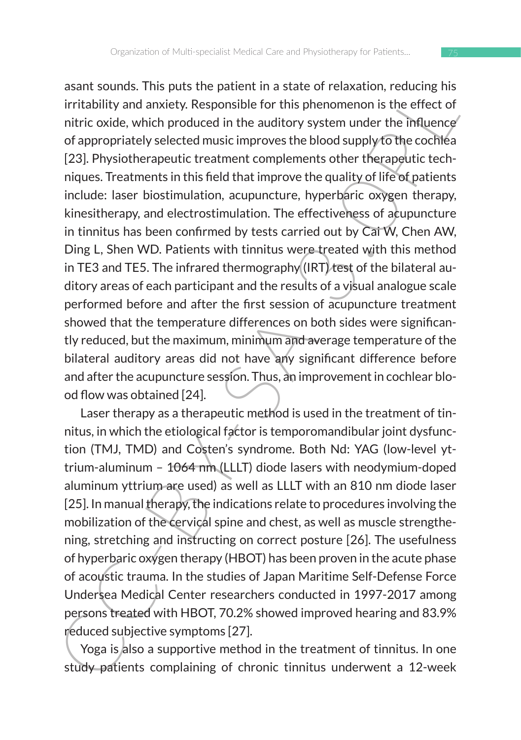asant sounds. This puts the patient in a state of relaxation, reducing his irritability and anxiety. Responsible for this phenomenon is the effect of nitric oxide, which produced in the auditory system under the influence of appropriately selected music improves the blood supply to the cochlea [23]. Physiotherapeutic treatment complements other therapeutic techniques. Treatments in this field that improve the quality of life of patients include: laser biostimulation, acupuncture, hyperbaric oxygen therapy, kinesitherapy, and electrostimulation. The effectiveness of acupuncture in tinnitus has been confirmed by tests carried out by Cai W, Chen AW, Ding L, Shen WD. Patients with tinnitus were treated with this method in TE3 and TE5. The infrared thermography (IRT) test of the bilateral auditory areas of each participant and the results of a visual analogue scale performed before and after the first session of acupuncture treatment showed that the temperature differences on both sides were significantly reduced, but the maximum, minimum and average temperature of the bilateral auditory areas did not have any significant difference before and after the acupuncture session. Thus, an improvement in cochlear blood flow was obtained [24].

Laser therapy as a therapeutic method is used in the treatment of tinnitus, in which the etiological factor is temporomandibular joint dysfunction (TMJ, TMD) and Costen's syndrome. Both Nd: YAG (low-level yttrium-aluminum – 1064 nm (LLLT) diode lasers with neodymium-doped aluminum yttrium are used) as well as LLLT with an 810 nm diode laser [25]. In manual therapy, the indications relate to procedures involving the mobilization of the cervical spine and chest, as well as muscle strengthening, stretching and instructing on correct posture [26]. The usefulness of hyperbaric oxygen therapy (HBOT) has been proven in the acute phase of acoustic trauma. In the studies of Japan Maritime Self-Defense Force Undersea Medical Center researchers conducted in 1997-2017 among persons treated with HBOT, 70.2% showed improved hearing and 83.9% reduced subjective symptoms [27].

Yoga is also a supportive method in the treatment of tinnitus. In one study patients complaining of chronic tinnitus underwent a 12-week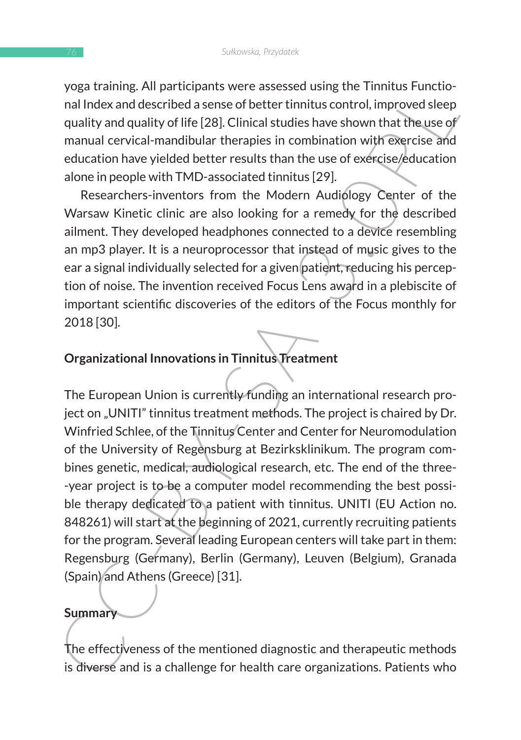yoga training. All participants were assessed using the Tinnitus Functional Index and described a sense of better tinnitus control, improved sleep quality and quality of life [28]. Clinical studies have shown that the use of manual cervical-mandibular therapies in combination with exercise and education have yielded better results than the use of exercise/education alone in people with TMD-associated tinnitus [29].

Researchers-inventors from the Modern Audiology Center of the Warsaw Kinetic clinic are also looking for a remedy for the described ailment. They developed headphones connected to a device resembling an mp3 player. It is a neuroprocessor that instead of music gives to the ear a signal individually selected for a given patient, reducing his perception of noise. The invention received Focus Lens award in a plebiscite of important scientific discoveries of the editors of the Focus monthly for 2018 [30].

## Organizational Innovations in Tinnitus Treatment

The European Union is currently funding an international research project on „UNITI" tinnitus treatment methods. The project is chaired by Dr. Winfried Schlee, of the Tinnitus Center and Center for Neuromodulation of the University of Regensburg at Bezirksklinikum. The program combines genetic, medical, audiological research, etc. The end of the three-year project is to be a computer model recommending the best possible therapy dedicated to a patient with tinnitus. UNITI (EU Action no. 848261) will start at the beginning of 2021, currently recruiting patients for the program. Several leading European centers will take part in them: Regensburg (Germany), Berlin (Germany), Leuven (Belgium), Granada (Spain) and Athens (Greece) [31].

## Summary

The effectiveness of the mentioned diagnostic and therapeutic methods is diverse and is a challenge for health care organizations. Patients who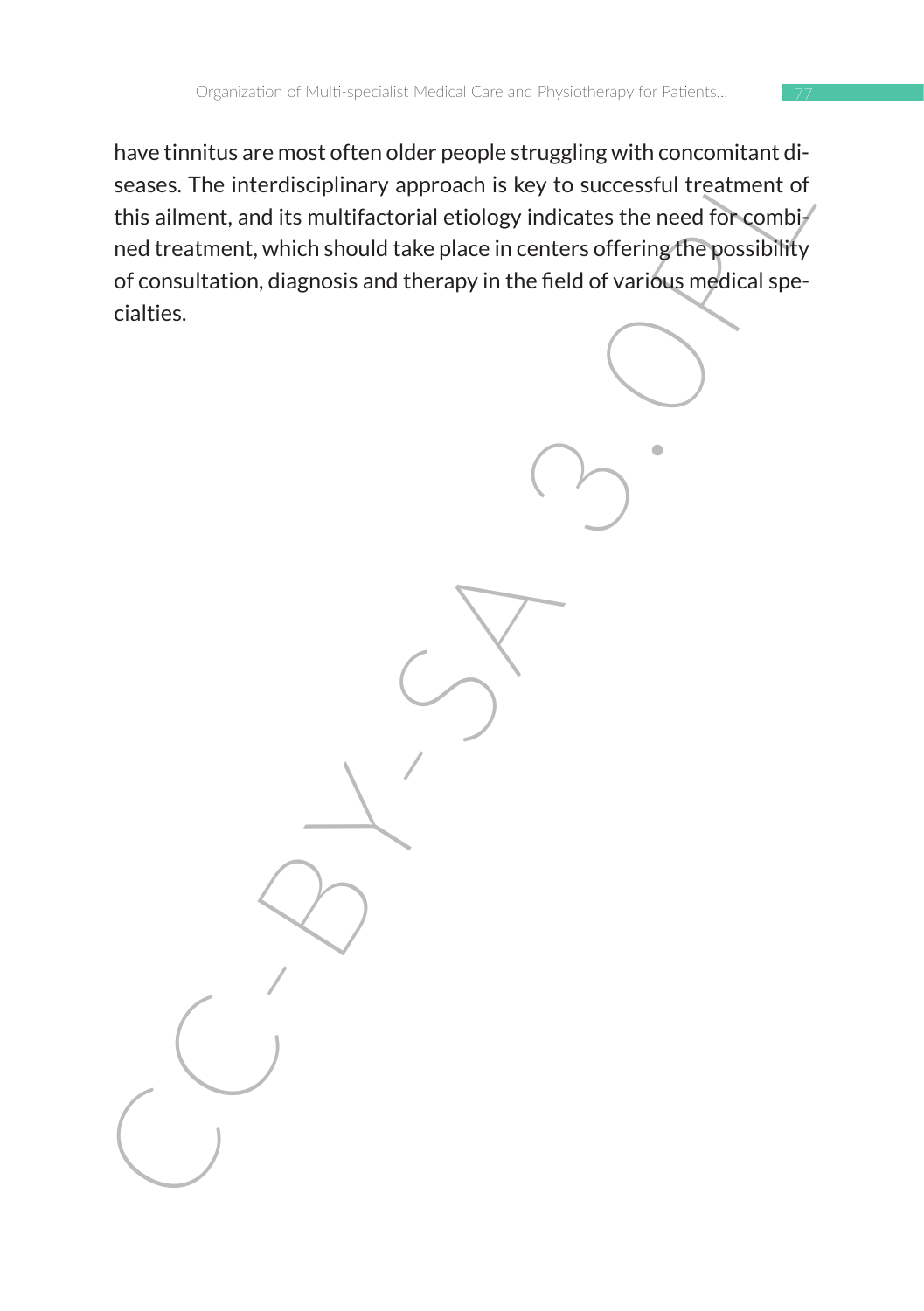have tinnitus are most often older people struggling with concomitant diseases. The interdisciplinary approach is key to successful treatment of this ailment, and its multifactorial etiology indicates the need for combined treatment, which should take place in centers offering the possibility of consultation, diagnosis and therapy in the field of various medical specialties.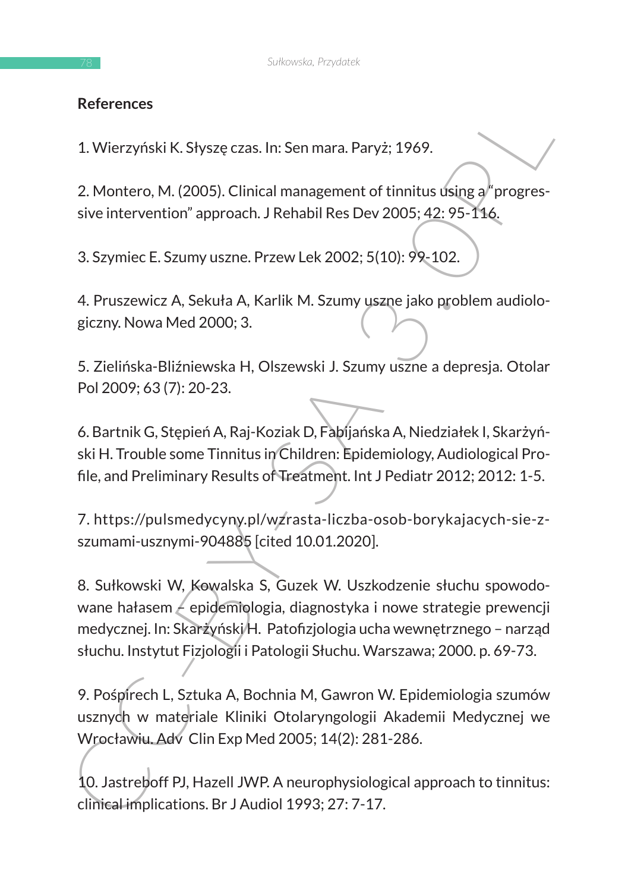**References**

1. Wierzyński K. Słyszę czas. In: Sen mara. Paryż; 1969.

2. Montero, M. (2005). Clinical management of tinnitus using a "progressive intervention" approach. J Rehabil Res Dev 2005; 42: 95-116.

3. Szymiec E. Szumy uszne. Przew Lek 2002; 5(10): 99-102.

4. Pruszewicz A, Sekuła A, Karlik M. Szumy uszne jako problem audiologiczny. Nowa Med 2000; 3.

5. Zielińska-Bliźniewska H, Olszewski J. Szumy uszne a depresja. Otolar Pol 2009; 63 (7): 20-23.

6. Bartnik G, Stępień A, Raj-Koziak D, Fabijańska A, Niedziałek I, Skarżyński H. Trouble some Tinnitus in Children: Epidemiology, Audiological Profile, and Preliminary Results of Treatment. Int J Pediatr 2012; 2012: 1-5.

7. https://pulsmedycyny.pl/wzrasta-liczba-osob-borykajacych-sie-z-szumami-usznymi-904885 [cited 10.01.2020].

8. Sułkowski W, Kowalska S, Guzek W. Uszkodzenie słuchu spowodowane hałasem – epidemiologia, diagnostyka i nowe strategie prewencji medycznej. In: Skarżyński H. Patofizjologia ucha wewnętrznego – narząd słuchu. Instytut Fizjologii i Patologii Słuchu. Warszawa; 2000. p. 69-73.

9. Pośpirech L, Sztuka A, Bochnia M, Gawron W. Epidemiologia szumów usznych w materiale Kliniki Otolaryngologii Akademii Medycznej we Wrocławiu. Adv Clin Exp Med 2005; 14(2): 281-286.

10. Jastreboff PJ, Hazell JWP. A neurophysiological approach to tinnitus: clinical implications. Br J Audiol 1993; 27: 7-17.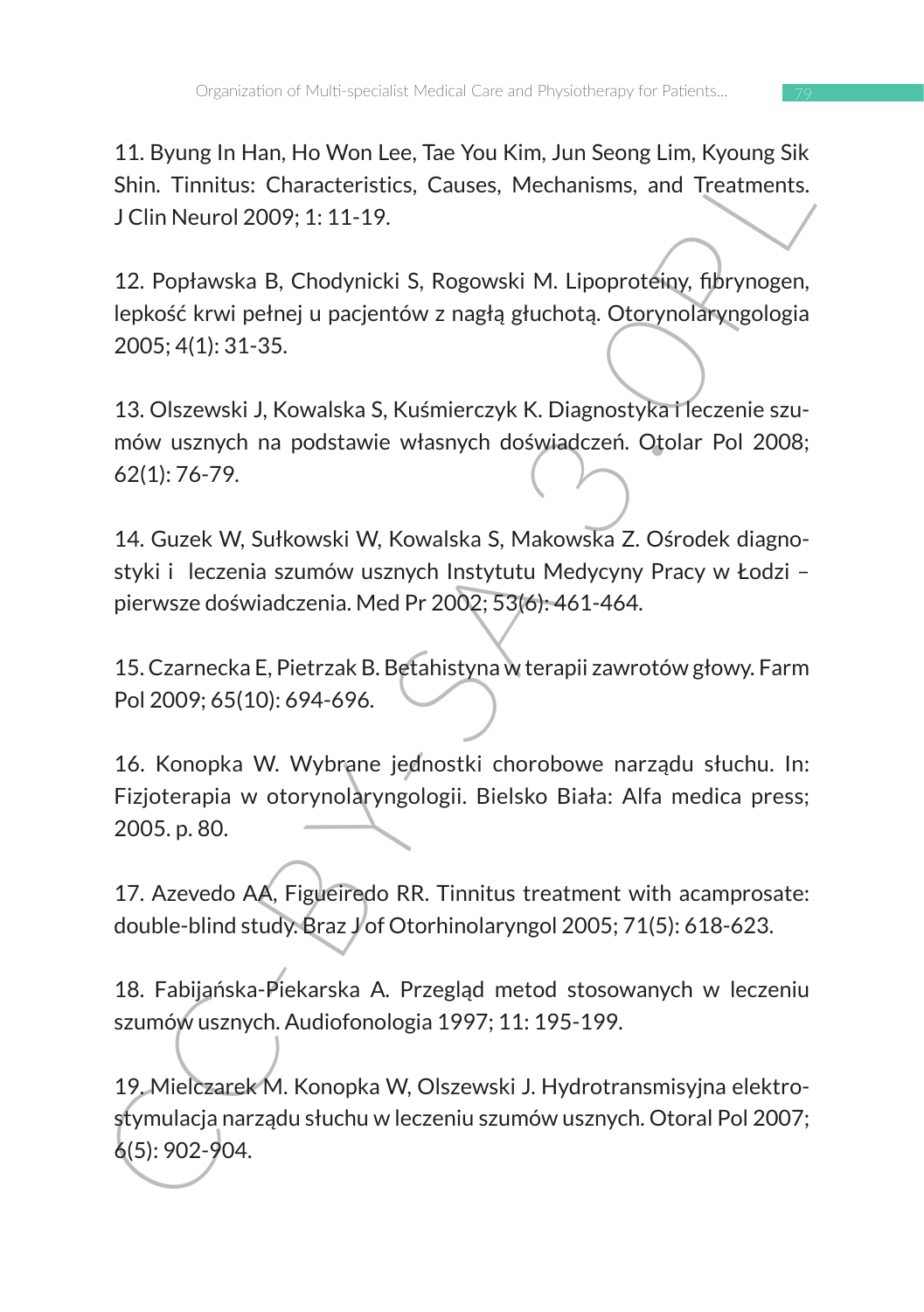11. Byung In Han, Ho Won Lee, Tae You Kim, Jun Seong Lim, Kyoung Sik Shin. Tinnitus: Characteristics, Causes, Mechanisms, and Treatments. J Clin Neurol 2009; 1: 11-19.

12. Popławska B, Chodynicki S, Rogowski M. Lipoproteiny, fibrynogen, lepkość krwi pełnej u pacjentów z nagłą głuchotą. Otorynolaryngologia 2005; 4(1): 31-35.

13. Olszewski J, Kowalska S, Kuśmierczyk K. Diagnostyka i leczenie szumów usznych na podstawie własnych doświadczeń. Otolar Pol 2008; 62(1): 76-79.

14. Guzek W, Sułkowski W, Kowalska S, Makowska Z. Ośrodek diagnostyki i leczenia szumów usznych Instytutu Medycyny Pracy w Łodzi – pierwsze doświadczenia. Med Pr 2002; 53(6): 461-464.

15. Czarnecka E, Pietrzak B. Betahistyna w terapii zawrotów głowy. Farm Pol 2009; 65(10): 694-696.

16. Konopka W. Wybrane jednostki chorobowe narządu słuchu. In: Fizjoterapia w otorynolaryngologii. Bielsko Biała: Alfa medica press; 2005. p. 80.

17. Azevedo AA, Figueiredo RR. Tinnitus treatment with acamprosate: double-blind study. Braz J of Otorhinolaryngol 2005; 71(5): 618-623.

18. Fabijańska-Piekarska A. Przegląd metod stosowanych w leczeniu szumów usznych. Audiofonologia 1997; 11: 195-199.

19. Mielczarek M. Konopka W, Olszewski J. Hydrotransmisyjna elektrostymulacja narządu słuchu w leczeniu szumów usznych. Otoral Pol 2007; 6(5): 902-904.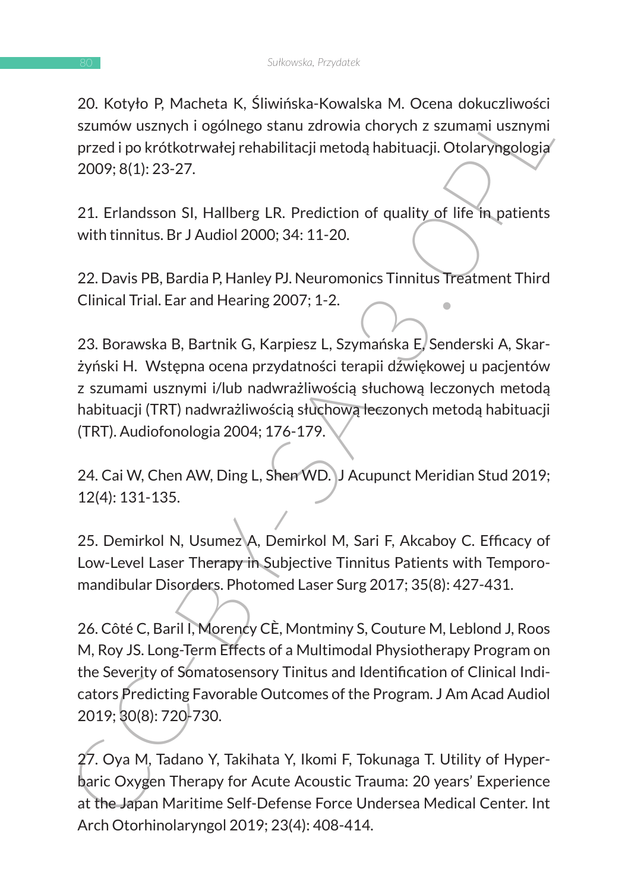20. Kotyło P, Macheta K, Śliwińska-Kowalska M. Ocena dokuczliwości szumów usznych i ogólnego stanu zdrowia chorych z szumami usznymi przed i po krótkotrwałej rehabilitacji metodą habituacji. Otolaryngologia 2009; 8(1): 23-27.

21. Erlandsson SI, Hallberg LR. Prediction of quality of life in patients with tinnitus. Br J Audiol 2000; 34: 11-20.

22. Davis PB, Bardia P, Hanley PJ. Neuromonics Tinnitus Treatment Third Clinical Trial. Ear and Hearing 2007; 1-2.

23. Borawska B, Bartnik G, Karpiesz L, Szymańska E, Senderski A, Skarżyński H. Wstępna ocena przydatności terapii dźwiękowej u pacjentów z szumami usznymi i/lub nadwrażliwością słuchową leczonych metodą habituacji (TRT) nadwrażliwością słuchową leczonych metodą habituacji (TRT). Audiofonologia 2004; 176-179.

24. Cai W, Chen AW, Ding L, Shen WD. J Acupunct Meridian Stud 2019; 12(4): 131-135.

25. Demirkol N, Usumez A, Demirkol M, Sari F, Akcaboy C. Efficacy of Low-Level Laser Therapy in Subjective Tinnitus Patients with Temporomandibular Disorders. Photomed Laser Surg 2017; 35(8): 427-431.

26. Côté C, Baril I, Morency CÈ, Montminy S, Couture M, Leblond J, Roos M, Roy JS. Long-Term Effects of a Multimodal Physiotherapy Program on the Severity of Somatosensory Tinitus and Identification of Clinical Indicators Predicting Favorable Outcomes of the Program. J Am Acad Audiol 2019; 30(8): 720-730.

27. Oya M, Tadano Y, Takihata Y, Ikomi F, Tokunaga T. Utility of Hyperbaric Oxygen Therapy for Acute Acoustic Trauma: 20 years' Experience at the Japan Maritime Self-Defense Force Undersea Medical Center. Int Arch Otorhinolaryngol 2019; 23(4): 408-414.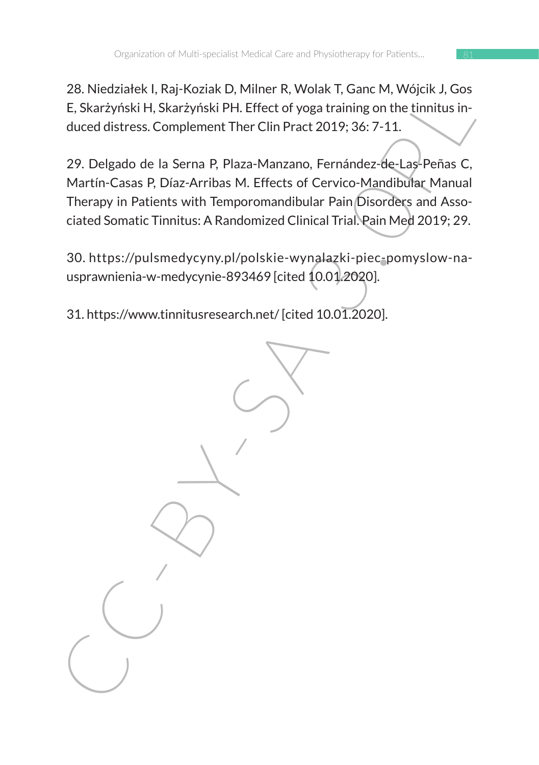28. Niedziałek I, Raj-Koziak D, Milner R, Wolak T, Ganc M, Wójcik J, Gos E, Skarżyński H, Skarżyński PH. Effect of yoga training on the tinnitus induced distress. Complement Ther Clin Pract 2019; 36: 7-11.

29. Delgado de la Serna P, Plaza-Manzano, Fernández-de-Las-Peñas C, Martín-Casas P, Díaz-Arribas M. Effects of Cervico-Mandibular Manual Therapy in Patients with Temporomandibular Pain Disorders and Associated Somatic Tinnitus: A Randomized Clinical Trial. Pain Med 2019; 29.

30. https://pulsmedycyny.pl/polskie-wynalazki-piec-pomyslow-na-usprawnienia-w-medycynie-893469 [cited 10.01.2020].

31. https://www.tinnitusresearch.net/ [cited 10.01.2020].